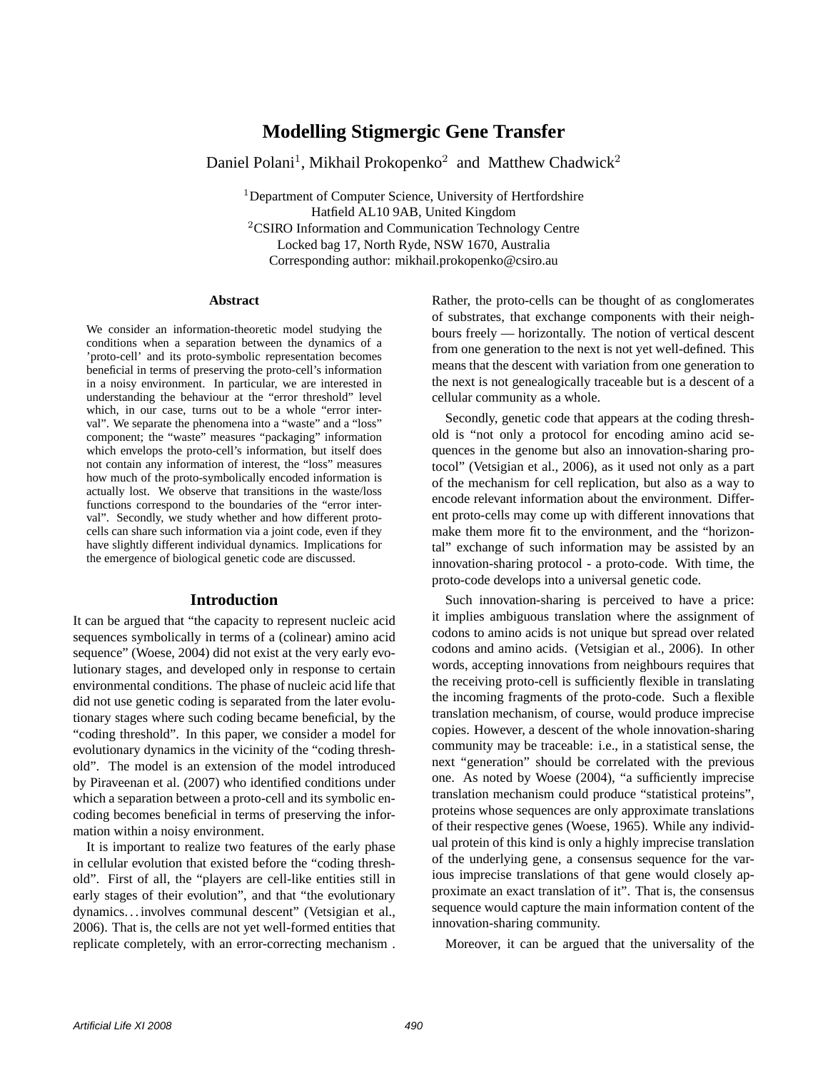# Modelling Stigmergic Gene Transfer

Daniel Polani[1], Mikhail Prokopenko[2] and Matthew Chadwick[2]

[1]Department of Computer Science, University of Hertfordshire
Hatfield AL10 9AB, United Kingdom
[2]CSIRO Information and Communication Technology Centre
Locked bag 17, North Ryde, NSW 1670, Australia
Corresponding author: mikhail.prokopenko@csiro.au

## Abstract

We consider an information-theoretic model studying the conditions when a separation between the dynamics of a 'proto-cell' and its proto-symbolic representation becomes beneficial in terms of preserving the proto-cell's information in a noisy environment. In particular, we are interested in understanding the behaviour at the "error threshold" level which, in our case, turns out to be a whole "error interval". We separate the phenomena into a "waste" and a "loss" component; the "waste" measures "packaging" information which envelops the proto-cell's information, but itself does not contain any information of interest, the "loss" measures how much of the proto-symbolically encoded information is actually lost. We observe that transitions in the waste/loss functions correspond to the boundaries of the "error interval". Secondly, we study whether and how different proto-cells can share such information via a joint code, even if they have slightly different individual dynamics. Implications for the emergence of biological genetic code are discussed.

## Introduction

It can be argued that "the capacity to represent nucleic acid sequences symbolically in terms of a (colinear) amino acid sequence" (Woese, 2004) did not exist at the very early evolutionary stages, and developed only in response to certain environmental conditions. The phase of nucleic acid life that did not use genetic coding is separated from the later evolutionary stages where such coding became beneficial, by the "coding threshold". In this paper, we consider a model for evolutionary dynamics in the vicinity of the "coding threshold". The model is an extension of the model introduced by Piraveenan et al. (2007) who identified conditions under which a separation between a proto-cell and its symbolic encoding becomes beneficial in terms of preserving the information within a noisy environment.

It is important to realize two features of the early phase in cellular evolution that existed before the "coding threshold". First of all, the "players are cell-like entities still in early stages of their evolution", and that "the evolutionary dynamics…involves communal descent" (Vetsigian et al., 2006). That is, the cells are not yet well-formed entities that replicate completely, with an error-correcting mechanism . Rather, the proto-cells can be thought of as conglomerates of substrates, that exchange components with their neighbours freely — horizontally. The notion of vertical descent from one generation to the next is not yet well-defined. This means that the descent with variation from one generation to the next is not genealogically traceable but is a descent of a cellular community as a whole.

Secondly, genetic code that appears at the coding threshold is "not only a protocol for encoding amino acid sequences in the genome but also an innovation-sharing protocol" (Vetsigian et al., 2006), as it used not only as a part of the mechanism for cell replication, but also as a way to encode relevant information about the environment. Different proto-cells may come up with different innovations that make them more fit to the environment, and the "horizontal" exchange of such information may be assisted by an innovation-sharing protocol - a proto-code. With time, the proto-code develops into a universal genetic code.

Such innovation-sharing is perceived to have a price: it implies ambiguous translation where the assignment of codons to amino acids is not unique but spread over related codons and amino acids. (Vetsigian et al., 2006). In other words, accepting innovations from neighbours requires that the receiving proto-cell is sufficiently flexible in translating the incoming fragments of the proto-code. Such a flexible translation mechanism, of course, would produce imprecise copies. However, a descent of the whole innovation-sharing community may be traceable: i.e., in a statistical sense, the next "generation" should be correlated with the previous one. As noted by Woese (2004), "a sufficiently imprecise translation mechanism could produce "statistical proteins", proteins whose sequences are only approximate translations of their respective genes (Woese, 1965). While any individual protein of this kind is only a highly imprecise translation of the underlying gene, a consensus sequence for the various imprecise translations of that gene would closely approximate an exact translation of it". That is, the consensus sequence would capture the main information content of the innovation-sharing community.

Moreover, it can be argued that the universality of the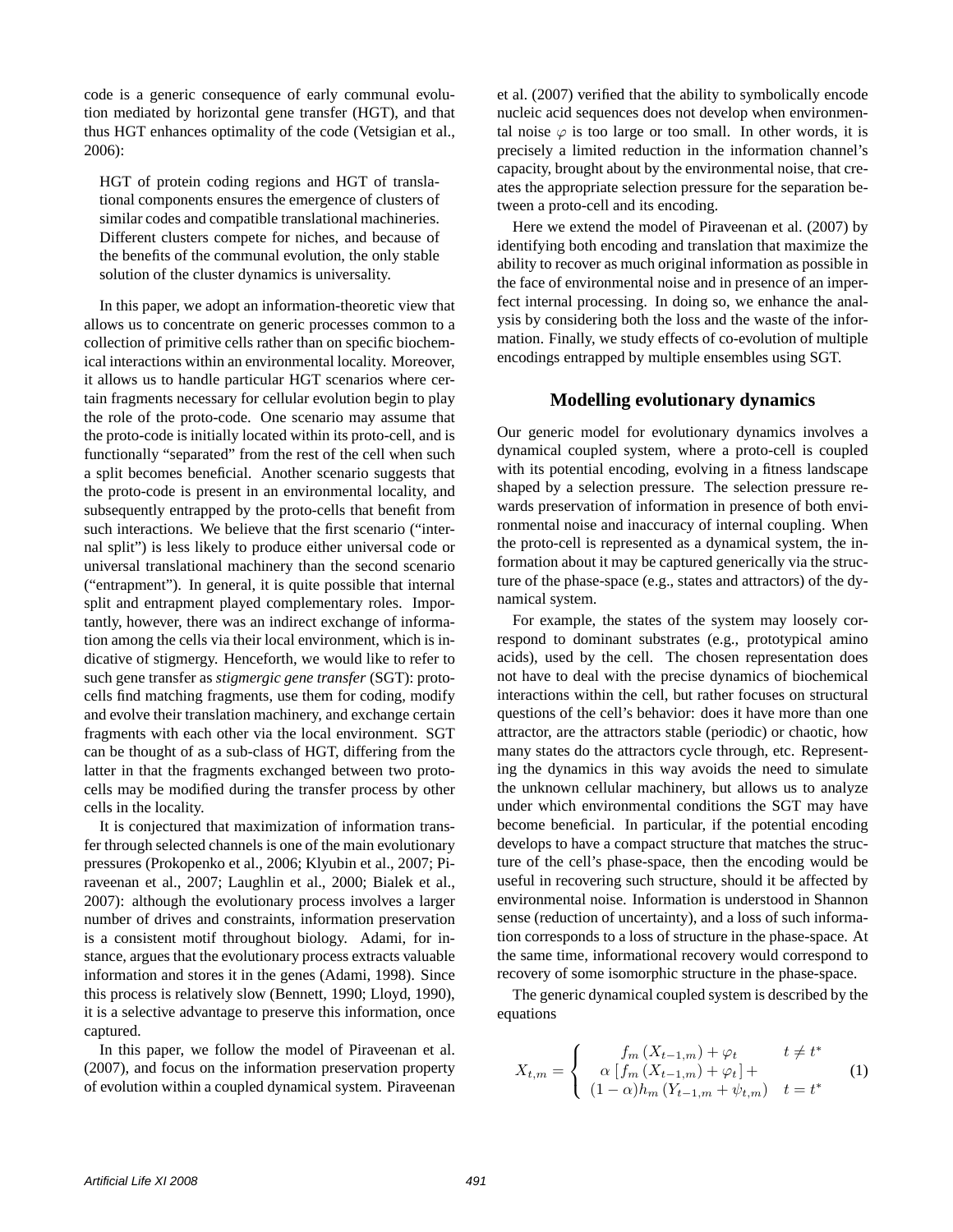code is a generic consequence of early communal evolution mediated by horizontal gene transfer (HGT), and that thus HGT enhances optimality of the code (Vetsigian et al., 2006):

> HGT of protein coding regions and HGT of translational components ensures the emergence of clusters of similar codes and compatible translational machineries. Different clusters compete for niches, and because of the benefits of the communal evolution, the only stable solution of the cluster dynamics is universality.

In this paper, we adopt an information-theoretic view that allows us to concentrate on generic processes common to a collection of primitive cells rather than on specific biochemical interactions within an environmental locality. Moreover, it allows us to handle particular HGT scenarios where certain fragments necessary for cellular evolution begin to play the role of the proto-code. One scenario may assume that the proto-code is initially located within its proto-cell, and is functionally "separated" from the rest of the cell when such a split becomes beneficial. Another scenario suggests that the proto-code is present in an environmental locality, and subsequently entrapped by the proto-cells that benefit from such interactions. We believe that the first scenario ("internal split") is less likely to produce either universal code or universal translational machinery than the second scenario ("entrapment"). In general, it is quite possible that internal split and entrapment played complementary roles. Importantly, however, there was an indirect exchange of information among the cells via their local environment, which is indicative of stigmergy. Henceforth, we would like to refer to such gene transfer as *stigmergic gene transfer* (SGT): proto-cells find matching fragments, use them for coding, modify and evolve their translation machinery, and exchange certain fragments with each other via the local environment. SGT can be thought of as a sub-class of HGT, differing from the latter in that the fragments exchanged between two proto-cells may be modified during the transfer process by other cells in the locality.

It is conjectured that maximization of information transfer through selected channels is one of the main evolutionary pressures (Prokopenko et al., 2006; Klyubin et al., 2007; Piraveenan et al., 2007; Laughlin et al., 2000; Bialek et al., 2007): although the evolutionary process involves a larger number of drives and constraints, information preservation is a consistent motif throughout biology. Adami, for instance, argues that the evolutionary process extracts valuable information and stores it in the genes (Adami, 1998). Since this process is relatively slow (Bennett, 1990; Lloyd, 1990), it is a selective advantage to preserve this information, once captured.

In this paper, we follow the model of Piraveenan et al. (2007), and focus on the information preservation property of evolution within a coupled dynamical system. Piraveenan et al. (2007) verified that the ability to symbolically encode nucleic acid sequences does not develop when environmental noise $\varphi$ is too large or too small. In other words, it is precisely a limited reduction in the information channel's capacity, brought about by the environmental noise, that creates the appropriate selection pressure for the separation between a proto-cell and its encoding.

Here we extend the model of Piraveenan et al. (2007) by identifying both encoding and translation that maximize the ability to recover as much original information as possible in the face of environmental noise and in presence of an imperfect internal processing. In doing so, we enhance the analysis by considering both the loss and the waste of the information. Finally, we study effects of co-evolution of multiple encodings entrapped by multiple ensembles using SGT.

## Modelling evolutionary dynamics

Our generic model for evolutionary dynamics involves a dynamical coupled system, where a proto-cell is coupled with its potential encoding, evolving in a fitness landscape shaped by a selection pressure. The selection pressure rewards preservation of information in presence of both environmental noise and inaccuracy of internal coupling. When the proto-cell is represented as a dynamical system, the information about it may be captured generically via the structure of the phase-space (e.g., states and attractors) of the dynamical system.

For example, the states of the system may loosely correspond to dominant substrates (e.g., prototypical amino acids), used by the cell. The chosen representation does not have to deal with the precise dynamics of biochemical interactions within the cell, but rather focuses on structural questions of the cell's behavior: does it have more than one attractor, are the attractors stable (periodic) or chaotic, how many states do the attractors cycle through, etc. Representing the dynamics in this way avoids the need to simulate the unknown cellular machinery, but allows us to analyze under which environmental conditions the SGT may have become beneficial. In particular, if the potential encoding develops to have a compact structure that matches the structure of the cell's phase-space, then the encoding would be useful in recovering such structure, should it be affected by environmental noise. Information is understood in Shannon sense (reduction of uncertainty), and a loss of such information corresponds to a loss of structure in the phase-space. At the same time, informational recovery would correspond to recovery of some isomorphic structure in the phase-space.

The generic dynamical coupled system is described by the equations

$$X_{t,m} = \begin{cases} f_m\left(X_{t-1,m}\right) + \varphi_t & t \neq t^* \\ \alpha\left[f_m\left(X_{t-1,m}\right) + \varphi_t\right] + \\ (1-\alpha) h_m\left(Y_{t-1,m} + \psi_{t,m}\right) & t = t^* \end{cases} \tag{1}$$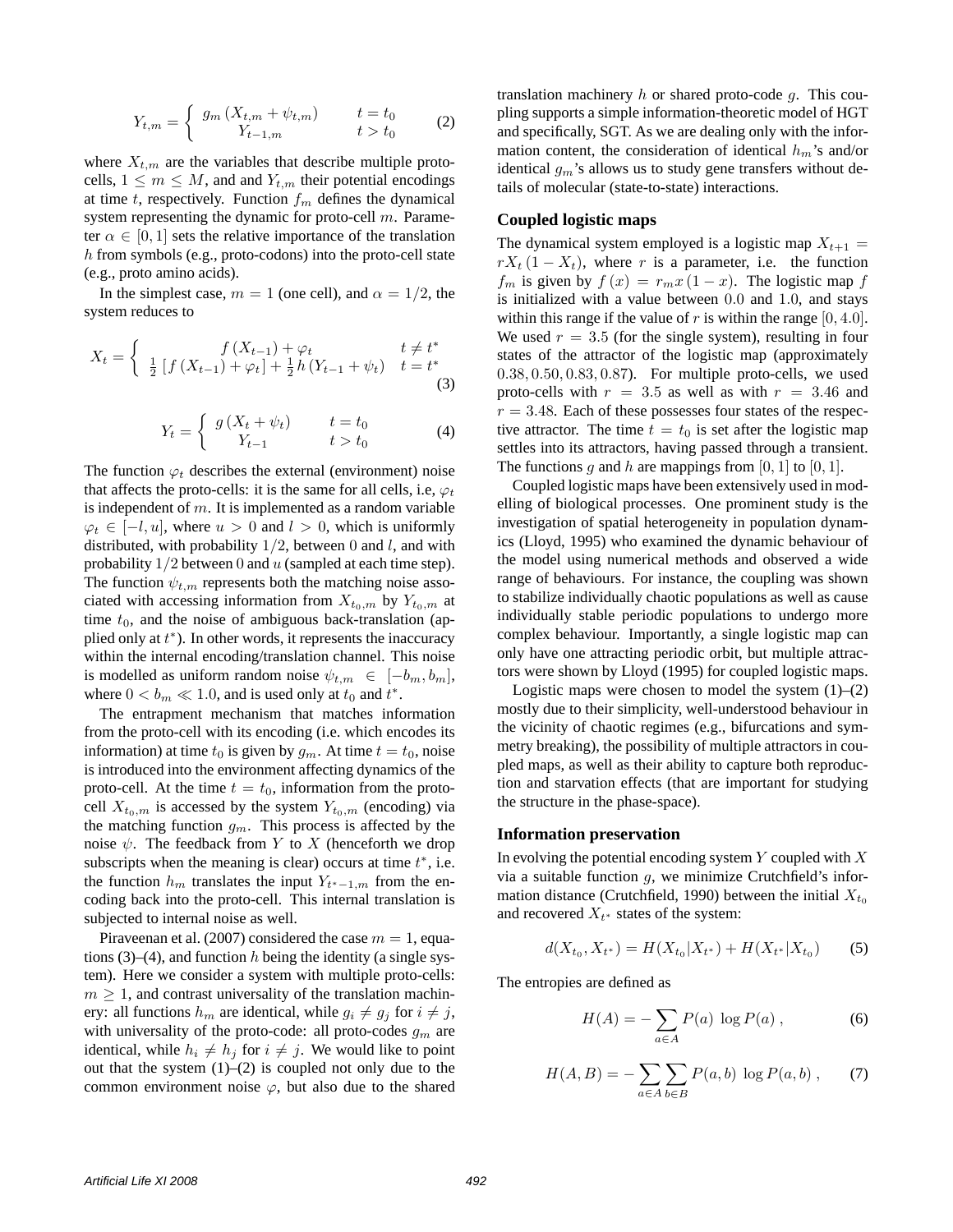$$Y_{t,m} = \begin{cases} g_m\left(X_{t,m} + \psi_{t,m}\right) & t = t_0 \\ Y_{t-1,m} & t > t_0 \end{cases} \tag{2}$$

where $X_{t,m}$ are the variables that describe multiple proto-cells, $1 \leq m \leq M$, and and $Y_{t,m}$ their potential encodings at time $t$, respectively. Function $f_m$ defines the dynamical system representing the dynamic for proto-cell $m$. Parameter $\alpha \in [0, 1]$ sets the relative importance of the translation $h$ from symbols (e.g., proto-codons) into the proto-cell state (e.g., proto amino acids).

In the simplest case, $m = 1$ (one cell), and $\alpha = 1/2$, the system reduces to

$$X_t = \begin{cases} f\left(X_{t-1}\right) + \varphi_t & t \neq t^* \\ \frac{1}{2}\left[f\left(X_{t-1}\right) + \varphi_t\right] + \frac{1}{2} h\left(Y_{t-1} + \psi_t\right) & t = t^* \end{cases} \tag{3}$$

$$Y_t = \begin{cases} g\left(X_t + \psi_t\right) & t = t_0 \\ Y_{t-1} & t > t_0 \end{cases} \tag{4}$$

The function $\varphi_t$ describes the external (environment) noise that affects the proto-cells: it is the same for all cells, i.e, $\varphi_t$ is independent of $m$. It is implemented as a random variable $\varphi_t \in [-l, u]$, where $u > 0$ and $l > 0$, which is uniformly distributed, with probability $1/2$, between $0$ and $l$, and with probability $1/2$ between $0$ and $u$ (sampled at each time step). The function $\psi_{t,m}$ represents both the matching noise associated with accessing information from $X_{t_0,m}$ by $Y_{t_0,m}$ at time $t_0$, and the noise of ambiguous back-translation (applied only at $t^*$). In other words, it represents the inaccuracy within the internal encoding/translation channel. This noise is modelled as uniform random noise $\psi_{t,m} \in [-b_m, b_m]$, where $0 < b_m \ll 1.0$, and is used only at $t_0$ and $t^*$.

The entrapment mechanism that matches information from the proto-cell with its encoding (i.e. which encodes its information) at time $t_0$ is given by $g_m$. At time $t = t_0$, noise is introduced into the environment affecting dynamics of the proto-cell. At the time $t = t_0$, information from the proto-cell $X_{t_0,m}$ is accessed by the system $Y_{t_0,m}$ (encoding) via the matching function $g_m$. This process is affected by the noise $\psi$. The feedback from $Y$ to $X$ (henceforth we drop subscripts when the meaning is clear) occurs at time $t^*$, i.e. the function $h_m$ translates the input $Y_{t^*-1,m}$ from the encoding back into the proto-cell. This internal translation is subjected to internal noise as well.

Piraveenan et al. (2007) considered the case $m = 1$, equations (3)–(4), and function $h$ being the identity (a single system). Here we consider a system with multiple proto-cells: $m \geq 1$, and contrast universality of the translation machinery: all functions $h_m$ are identical, while $g_i \neq g_j$ for $i \neq j$, with universality of the proto-code: all proto-codes $g_m$ are identical, while $h_i \neq h_j$ for $i \neq j$. We would like to point out that the system (1)–(2) is coupled not only due to the common environment noise $\varphi$, but also due to the shared translation machinery $h$ or shared proto-code $g$. This coupling supports a simple information-theoretic model of HGT and specifically, SGT. As we are dealing only with the information content, the consideration of identical $h_m$'s and/or identical $g_m$'s allows us to study gene transfers without details of molecular (state-to-state) interactions.

## Coupled logistic maps

The dynamical system employed is a logistic map $X_{t+1} = rX_t\left(1 - X_t\right)$, where $r$ is a parameter, i.e. the function $f_m$ is given by $f\left(x\right) = r_m x\left(1 - x\right)$. The logistic map $f$ is initialized with a value between $0.0$ and $1.0$, and stays within this range if the value of $r$ is within the range $[0, 4.0]$. We used $r = 3.5$ (for the single system), resulting in four states of the attractor of the logistic map (approximately $0.38, 0.50, 0.83, 0.87$). For multiple proto-cells, we used proto-cells with $r = 3.5$ as well as with $r = 3.46$ and $r = 3.48$. Each of these possesses four states of the respective attractor. The time $t = t_0$ is set after the logistic map settles into its attractors, having passed through a transient. The functions $g$ and $h$ are mappings from $[0, 1]$ to $[0, 1]$.

Coupled logistic maps have been extensively used in modelling of biological processes. One prominent study is the investigation of spatial heterogeneity in population dynamics (Lloyd, 1995) who examined the dynamic behaviour of the model using numerical methods and observed a wide range of behaviours. For instance, the coupling was shown to stabilize individually chaotic populations as well as cause individually stable periodic populations to undergo more complex behaviour. Importantly, a single logistic map can only have one attracting periodic orbit, but multiple attractors were shown by Lloyd (1995) for coupled logistic maps.

Logistic maps were chosen to model the system (1)–(2) mostly due to their simplicity, well-understood behaviour in the vicinity of chaotic regimes (e.g., bifurcations and symmetry breaking), the possibility of multiple attractors in coupled maps, as well as their ability to capture both reproduction and starvation effects (that are important for studying the structure in the phase-space).

## Information preservation

In evolving the potential encoding system $Y$ coupled with $X$ via a suitable function $g$, we minimize Crutchfield's information distance (Crutchfield, 1990) between the initial $X_{t_0}$ and recovered $X_{t^*}$ states of the system:

$$d(X_{t_0}, X_{t^*}) = H(X_{t_0}|X_{t^*}) + H(X_{t^*}|X_{t_0}) \tag{5}$$

The entropies are defined as

$$H(A) = -\sum_{a \in A} P(a)\, \log P(a)\,, \tag{6}$$

$$H(A, B) = -\sum_{a \in A} \sum_{b \in B} P(a, b)\, \log P(a, b)\,, \tag{7}$$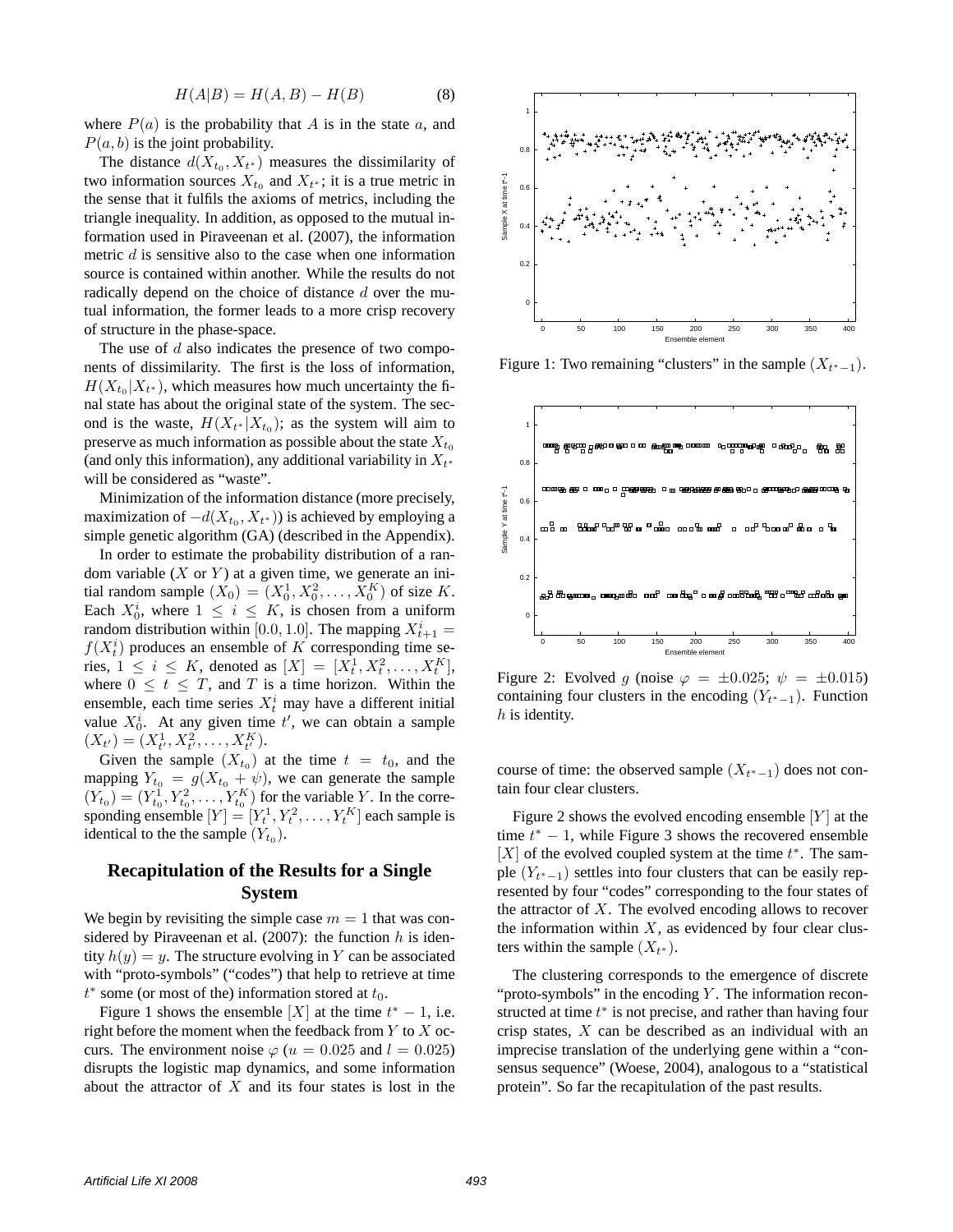$$H(A|B) = H(A,B) - H(B) \tag{8}$$

where $P(a)$ is the probability that $A$ is in the state $a$, and $P(a,b)$ is the joint probability.

The distance $d(X_{t_0}, X_{t^*})$ measures the dissimilarity of two information sources $X_{t_0}$ and $X_{t^*}$; it is a true metric in the sense that it fulfils the axioms of metrics, including the triangle inequality. In addition, as opposed to the mutual information used in Piraveenan et al. (2007), the information metric $d$ is sensitive also to the case when one information source is contained within another. While the results do not radically depend on the choice of distance $d$ over the mutual information, the former leads to a more crisp recovery of structure in the phase-space.

The use of $d$ also indicates the presence of two components of dissimilarity. The first is the loss of information, $H(X_{t_0}|X_{t^*})$, which measures how much uncertainty the final state has about the original state of the system. The second is the waste, $H(X_{t^*}|X_{t_0})$; as the system will aim to preserve as much information as possible about the state $X_{t_0}$ (and only this information), any additional variability in $X_{t^*}$ will be considered as "waste".

Minimization of the information distance (more precisely, maximization of $-d(X_{t_0}, X_{t^*})$) is achieved by employing a simple genetic algorithm (GA) (described in the Appendix).

In order to estimate the probability distribution of a random variable ($X$ or $Y$) at a given time, we generate an initial random sample $(X_0) = (X_0^1, X_0^2, \ldots, X_0^K)$ of size $K$. Each $X_0^i$, where $1 \leq i \leq K$, is chosen from a uniform random distribution within $[0.0, 1.0]$. The mapping $X_{t+1}^i = f(X_t^i)$ produces an ensemble of $K$ corresponding time series, $1 \leq i \leq K$, denoted as $[X] = [X_t^1, X_t^2, \ldots, X_t^K]$, where $0 \leq t \leq T$, and $T$ is a time horizon. Within the ensemble, each time series $X_t^i$ may have a different initial value $X_0^i$. At any given time $t'$, we can obtain a sample $(X_{t'}) = (X_{t'}^1, X_{t'}^2, \ldots, X_{t'}^K)$.

Given the sample $(X_{t_0})$ at the time $t = t_0$, and the mapping $Y_{t_0} = g(X_{t_0} + \psi)$, we can generate the sample $(Y_{t_0}) = (Y_{t_0}^1, Y_{t_0}^2, \ldots, Y_{t_0}^K)$ for the variable $Y$. In the corresponding ensemble $[Y] = [Y_t^1, Y_t^2, \ldots, Y_t^K]$ each sample is identical to the the sample $(Y_{t_0})$.

## Recapitulation of the Results for a Single System

We begin by revisiting the simple case $m = 1$ that was considered by Piraveenan et al. (2007): the function $h$ is identity $h(y) = y$. The structure evolving in $Y$ can be associated with "proto-symbols" ("codes") that help to retrieve at time $t^*$ some (or most of the) information stored at $t_0$.

Figure 1 shows the ensemble $[X]$ at the time $t^* - 1$, i.e. right before the moment when the feedback from $Y$ to $X$ occurs. The environment noise $\varphi$ ($u = 0.025$ and $l = 0.025$) disrupts the logistic map dynamics, and some information about the attractor of $X$ and its four states is lost in the course of time: the observed sample $(X_{t^*-1})$ does not contain four clear clusters.

Figure 1: Two remaining "clusters" in the sample $(X_{t^*-1})$.

Figure 2: Evolved $g$ (noise $\varphi = \pm 0.025$; $\psi = \pm 0.015$) containing four clusters in the encoding $(Y_{t^*-1})$. Function $h$ is identity.

Figure 2 shows the evolved encoding ensemble $[Y]$ at the time $t^* - 1$, while Figure 3 shows the recovered ensemble $[X]$ of the evolved coupled system at the time $t^*$. The sample $(Y_{t^*-1})$ settles into four clusters that can be easily represented by four "codes" corresponding to the four states of the attractor of $X$. The evolved encoding allows to recover the information within $X$, as evidenced by four clear clusters within the sample $(X_{t^*})$.

The clustering corresponds to the emergence of discrete "proto-symbols" in the encoding $Y$. The information reconstructed at time $t^*$ is not precise, and rather than having four crisp states, $X$ can be described as an individual with an imprecise translation of the underlying gene within a "consensus sequence" (Woese, 2004), analogous to a "statistical protein". So far the recapitulation of the past results.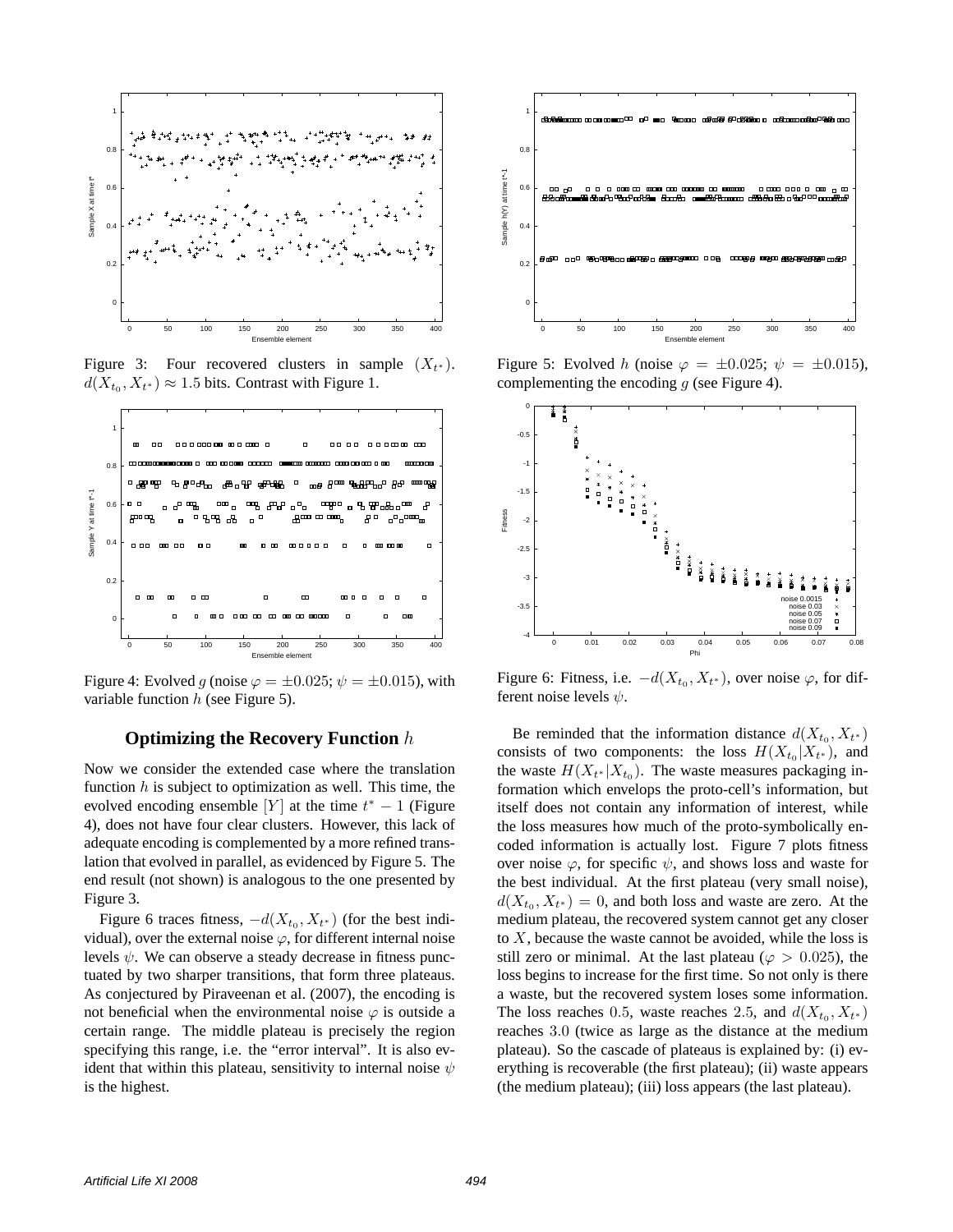Figure 3: Four recovered clusters in sample $(X_{t^*})$. $d(X_{t_0}, X_{t^*}) \approx 1.5$ bits. Contrast with Figure 1.

Figure 4: Evolved $g$ (noise $\varphi = \pm 0.025$; $\psi = \pm 0.015$), with variable function $h$ (see Figure 5).

Figure 5: Evolved $h$ (noise $\varphi = \pm 0.025$; $\psi = \pm 0.015$), complementing the encoding $g$ (see Figure 4).

Figure 6: Fitness, i.e. $-d(X_{t_0}, X_{t^*})$, over noise $\varphi$, for different noise levels $\psi$.

### Optimizing the Recovery Function $h$

Now we consider the extended case where the translation function $h$ is subject to optimization as well. This time, the evolved encoding ensemble $[Y]$ at the time $t^* - 1$ (Figure 4), does not have four clear clusters. However, this lack of adequate encoding is complemented by a more refined translation that evolved in parallel, as evidenced by Figure 5. The end result (not shown) is analogous to the one presented by Figure 3.

Figure 6 traces fitness, $-d(X_{t_0}, X_{t^*})$ (for the best individual), over the external noise $\varphi$, for different internal noise levels $\psi$. We can observe a steady decrease in fitness punctuated by two sharper transitions, that form three plateaus. As conjectured by Piraveenan et al. (2007), the encoding is not beneficial when the environmental noise $\varphi$ is outside a certain range. The middle plateau is precisely the region specifying this range, i.e. the "error interval". It is also evident that within this plateau, sensitivity to internal noise $\psi$ is the highest.

Be reminded that the information distance $d(X_{t_0}, X_{t^*})$ consists of two components: the loss $H(X_{t_0}|X_{t^*})$, and the waste $H(X_{t^*}|X_{t_0})$. The waste measures packaging information which envelops the proto-cell's information, but itself does not contain any information of interest, while the loss measures how much of the proto-symbolically encoded information is actually lost. Figure 7 plots fitness over noise $\varphi$, for specific $\psi$, and shows loss and waste for the best individual. At the first plateau (very small noise), $d(X_{t_0}, X_{t^*}) = 0$, and both loss and waste are zero. At the medium plateau, the recovered system cannot get any closer to $X$, because the waste cannot be avoided, while the loss is still zero or minimal. At the last plateau ($\varphi > 0.025$), the loss begins to increase for the first time. So not only is there a waste, but the recovered system loses some information. The loss reaches $0.5$, waste reaches $2.5$, and $d(X_{t_0}, X_{t^*})$ reaches $3.0$ (twice as large as the distance at the medium plateau). So the cascade of plateaus is explained by: (i) everything is recoverable (the first plateau); (ii) waste appears (the medium plateau); (iii) loss appears (the last plateau).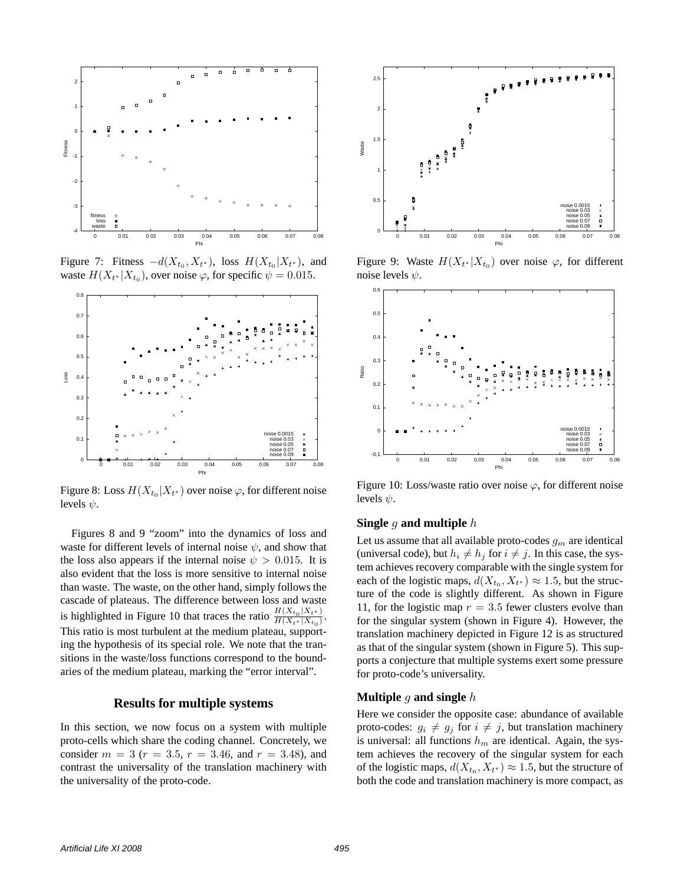Figure 7: Fitness $-d(X_{t_0}, X_{t^*})$, loss $H(X_{t_0}|X_{t^*})$, and waste $H(X_{t^*}|X_{t_0})$, over noise $\varphi$, for specific $\psi = 0.015$.

Figure 8: Loss $H(X_{t_0}|X_{t^*})$ over noise $\varphi$, for different noise levels $\psi$.

Figures 8 and 9 "zoom" into the dynamics of loss and waste for different levels of internal noise $\psi$, and show that the loss also appears if the internal noise $\psi > 0.015$. It is also evident that the loss is more sensitive to internal noise than waste. The waste, on the other hand, simply follows the cascade of plateaus. The difference between loss and waste is highlighted in Figure 10 that traces the ratio $\frac{H(X_{t_0}|X_{t^*})}{H(X_{t^*}|X_{t_0})}$. This ratio is most turbulent at the medium plateau, supporting the hypothesis of its special role. We note that the transitions in the waste/loss functions correspond to the boundaries of the medium plateau, marking the "error interval".

## Results for multiple systems

In this section, we now focus on a system with multiple proto-cells which share the coding channel. Concretely, we consider $m = 3$ ($r = 3.5$, $r = 3.46$, and $r = 3.48$), and contrast the universality of the translation machinery with the universality of the proto-code.

Figure 9: Waste $H(X_{t^*}|X_{t_0})$ over noise $\varphi$, for different noise levels $\psi$.

Figure 10: Loss/waste ratio over noise $\varphi$, for different noise levels $\psi$.

### Single $g$ and multiple $h$

Let us assume that all available proto-codes $g_m$ are identical (universal code), but $h_i \neq h_j$ for $i \neq j$. In this case, the system achieves recovery comparable with the single system for each of the logistic maps, $d(X_{t_0}, X_{t^*}) \approx 1.5$, but the structure of the code is slightly different. As shown in Figure 11, for the logistic map $r = 3.5$ fewer clusters evolve than for the singular system (shown in Figure 4). However, the translation machinery depicted in Figure 12 is as structured as that of the singular system (shown in Figure 5). This supports a conjecture that multiple systems exert some pressure for proto-code's universality.

### Multiple $g$ and single $h$

Here we consider the opposite case: abundance of available proto-codes: $g_i \neq g_j$ for $i \neq j$, but translation machinery is universal: all functions $h_m$ are identical. Again, the system achieves the recovery of the singular system for each of the logistic maps, $d(X_{t_0}, X_{t^*}) \approx 1.5$, but the structure of both the code and translation machinery is more compact, as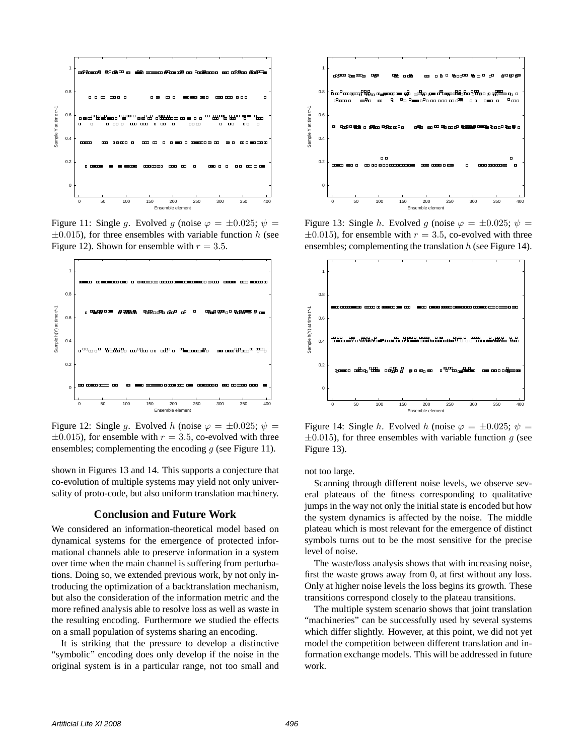Figure 11: Single $g$. Evolved $g$ (noise $\varphi = \pm 0.025$; $\psi = \pm 0.015$), for three ensembles with variable function $h$ (see Figure 12). Shown for ensemble with $r = 3.5$.

Figure 12: Single $g$. Evolved $h$ (noise $\varphi = \pm 0.025$; $\psi = \pm 0.015$), for ensemble with $r = 3.5$, co-evolved with three ensembles; complementing the encoding $g$ (see Figure 11).

shown in Figures 13 and 14. This supports a conjecture that co-evolution of multiple systems may yield not only universality of proto-code, but also uniform translation machinery.

## Conclusion and Future Work

We considered an information-theoretical model based on dynamical systems for the emergence of protected informational channels able to preserve information in a system over time when the main channel is suffering from perturbations. Doing so, we extended previous work, by not only introducing the optimization of a backtranslation mechanism, but also the consideration of the information metric and the more refined analysis able to resolve loss as well as waste in the resulting encoding. Furthermore we studied the effects on a small population of systems sharing an encoding.

It is striking that the pressure to develop a distinctive "symbolic" encoding does only develop if the noise in the original system is in a particular range, not too small and not too large.

Scanning through different noise levels, we observe several plateaus of the fitness corresponding to qualitative jumps in the way not only the initial state is encoded but how the system dynamics is affected by the noise. The middle plateau which is most relevant for the emergence of distinct symbols turns out to be the most sensitive for the precise level of noise.

The waste/loss analysis shows that with increasing noise, first the waste grows away from 0, at first without any loss. Only at higher noise levels the loss begins its growth. These transitions correspond closely to the plateau transitions.

The multiple system scenario shows that joint translation "machineries" can be successfully used by several systems which differ slightly. However, at this point, we did not yet model the competition between different translation and information exchange models. This will be addressed in future work.

Figure 13: Single $h$. Evolved $g$ (noise $\varphi = \pm 0.025$; $\psi = \pm 0.015$), for ensemble with $r = 3.5$, co-evolved with three ensembles; complementing the translation $h$ (see Figure 14).

Figure 14: Single $h$. Evolved $h$ (noise $\varphi = \pm 0.025$; $\psi = \pm 0.015$), for three ensembles with variable function $g$ (see Figure 13).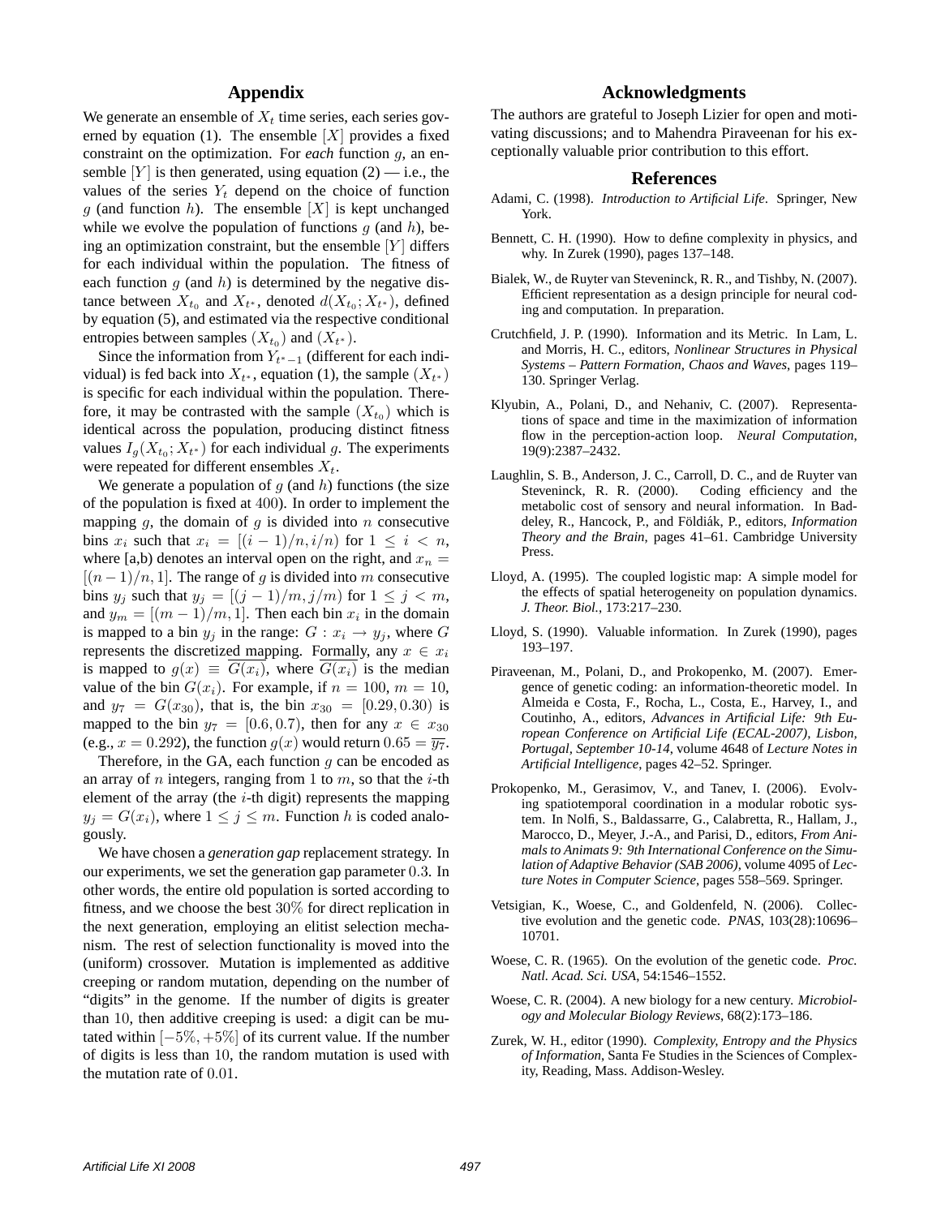## Appendix

We generate an ensemble of $X_t$ time series, each series governed by equation (1). The ensemble $[X]$ provides a fixed constraint on the optimization. For *each* function $g$, an ensemble $[Y]$ is then generated, using equation (2) — i.e., the values of the series $Y_t$ depend on the choice of function $g$ (and function $h$). The ensemble $[X]$ is kept unchanged while we evolve the population of functions $g$ (and $h$), being an optimization constraint, but the ensemble $[Y]$ differs for each individual within the population. The fitness of each function $g$ (and $h$) is determined by the negative distance between $X_{t_0}$ and $X_{t^*}$, denoted $d(X_{t_0}; X_{t^*})$, defined by equation (5), and estimated via the respective conditional entropies between samples $(X_{t_0})$ and $(X_{t^*})$.

Since the information from $Y_{t^*-1}$ (different for each individual) is fed back into $X_{t^*}$, equation (1), the sample $(X_{t^*})$ is specific for each individual within the population. Therefore, it may be contrasted with the sample $(X_{t_0})$ which is identical across the population, producing distinct fitness values $I_g(X_{t_0}; X_{t^*})$ for each individual $g$. The experiments were repeated for different ensembles $X_t$.

We generate a population of $g$ (and $h$) functions (the size of the population is fixed at $400$). In order to implement the mapping $g$, the domain of $g$ is divided into $n$ consecutive bins $x_i$ such that $x_i = [(i-1)/n, i/n)$ for $1 \leq i < n$, where [a,b) denotes an interval open on the right, and $x_n = [(n-1)/n, 1]$. The range of $g$ is divided into $m$ consecutive bins $y_j$ such that $y_j = [(j-1)/m, j/m)$ for $1 \leq j < m$, and $y_m = [(m-1)/m, 1]$. Then each bin $x_i$ in the domain is mapped to a bin $y_j$ in the range: $G : x_i \rightarrow y_j$, where $G$ represents the discretized mapping. Formally, any $x \in x_i$ is mapped to $g(x) \equiv \overline{G(x_i)}$, where $\overline{G(x_i)}$ is the median value of the bin $G(x_i)$. For example, if $n = 100$, $m = 10$, and $y_7 = G(x_{30})$, that is, the bin $x_{30} = [0.29, 0.30)$ is mapped to the bin $y_7 = [0.6, 0.7)$, then for any $x \in x_{30}$ (e.g., $x = 0.292$), the function $g(x)$ would return $0.65 = \overline{y_7}$.

Therefore, in the GA, each function $g$ can be encoded as an array of $n$ integers, ranging from $1$ to $m$, so that the $i$-th element of the array (the $i$-th digit) represents the mapping $y_j = G(x_i)$, where $1 \leq j \leq m$. Function $h$ is coded analogously.

We have chosen a *generation gap* replacement strategy. In our experiments, we set the generation gap parameter $0.3$. In other words, the entire old population is sorted according to fitness, and we choose the best $30\%$ for direct replication in the next generation, employing an elitist selection mechanism. The rest of selection functionality is moved into the (uniform) crossover. Mutation is implemented as additive creeping or random mutation, depending on the number of "digits" in the genome. If the number of digits is greater than $10$, then additive creeping is used: a digit can be mutated within $[-5\%, +5\%]$ of its current value. If the number of digits is less than $10$, the random mutation is used with the mutation rate of $0.01$.

## Acknowledgments

The authors are grateful to Joseph Lizier for open and motivating discussions; and to Mahendra Piraveenan for his exceptionally valuable prior contribution to this effort.

## References

Adami, C. (1998). *Introduction to Artificial Life*. Springer, New York.

Bennett, C. H. (1990). How to define complexity in physics, and why. In Zurek (1990), pages 137–148.

Bialek, W., de Ruyter van Steveninck, R. R., and Tishby, N. (2007). Efficient representation as a design principle for neural coding and computation. In preparation.

Crutchfield, J. P. (1990). Information and its Metric. In Lam, L. and Morris, H. C., editors, *Nonlinear Structures in Physical Systems – Pattern Formation, Chaos and Waves*, pages 119–130. Springer Verlag.

Klyubin, A., Polani, D., and Nehaniv, C. (2007). Representations of space and time in the maximization of information flow in the perception-action loop. *Neural Computation*, 19(9):2387–2432.

Laughlin, S. B., Anderson, J. C., Carroll, D. C., and de Ruyter van Steveninck, R. R. (2000). Coding efficiency and the metabolic cost of sensory and neural information. In Baddeley, R., Hancock, P., and Földiák, P., editors, *Information Theory and the Brain*, pages 41–61. Cambridge University Press.

Lloyd, A. (1995). The coupled logistic map: A simple model for the effects of spatial heterogeneity on population dynamics. *J. Theor. Biol.*, 173:217–230.

Lloyd, S. (1990). Valuable information. In Zurek (1990), pages 193–197.

Piraveenan, M., Polani, D., and Prokopenko, M. (2007). Emergence of genetic coding: an information-theoretic model. In Almeida e Costa, F., Rocha, L., Costa, E., Harvey, I., and Coutinho, A., editors, *Advances in Artificial Life: 9th European Conference on Artificial Life (ECAL-2007), Lisbon, Portugal, September 10-14*, volume 4648 of *Lecture Notes in Artificial Intelligence*, pages 42–52. Springer.

Prokopenko, M., Gerasimov, V., and Tanev, I. (2006). Evolving spatiotemporal coordination in a modular robotic system. In Nolfi, S., Baldassarre, G., Calabretta, R., Hallam, J., Marocco, D., Meyer, J.-A., and Parisi, D., editors, *From Animals to Animats 9: 9th International Conference on the Simulation of Adaptive Behavior (SAB 2006)*, volume 4095 of *Lecture Notes in Computer Science*, pages 558–569. Springer.

Vetsigian, K., Woese, C., and Goldenfeld, N. (2006). Collective evolution and the genetic code. *PNAS*, 103(28):10696–10701.

Woese, C. R. (1965). On the evolution of the genetic code. *Proc. Natl. Acad. Sci. USA*, 54:1546–1552.

Woese, C. R. (2004). A new biology for a new century. *Microbiology and Molecular Biology Reviews*, 68(2):173–186.

Zurek, W. H., editor (1990). *Complexity, Entropy and the Physics of Information*, Santa Fe Studies in the Sciences of Complexity, Reading, Mass. Addison-Wesley.